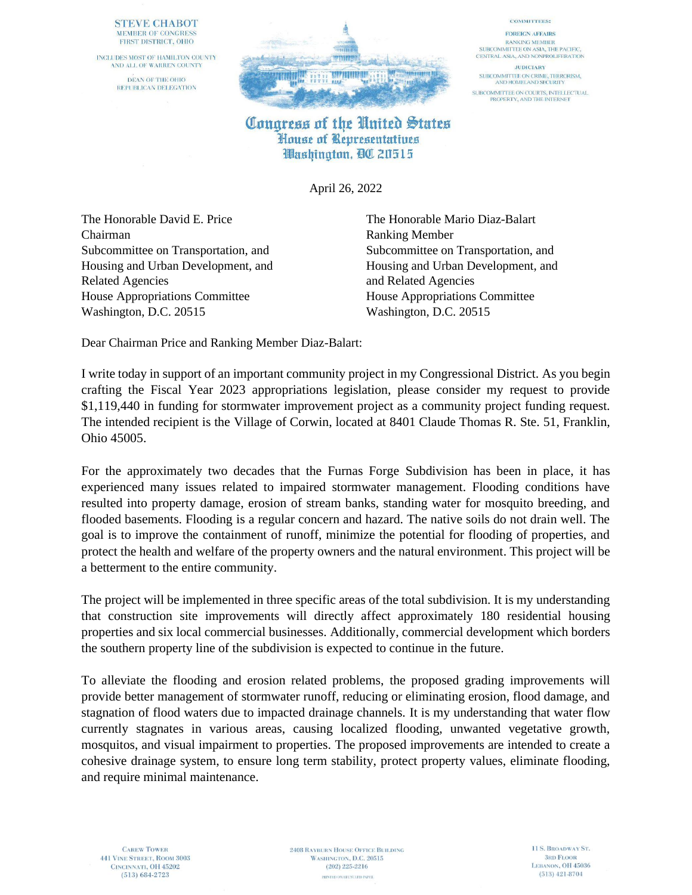STEVE CHABOT
MEMBER OF CONGRESS
FIRST DISTRICT, OHIO

INCLUDES MOST OF HAMILTON COUNTY
AND ALL OF WARREN COUNTY

DEAN OF THE OHIO
REPUBLICAN DELEGATION

COMMITTEES:

FOREIGN AFFAIRS
RANKING MEMBER
SUBCOMMITTEE ON ASIA, THE PACIFIC,
CENTRAL ASIA, AND NONPROLIFERATION

JUDICIARY
SUBCOMMITTEE ON CRIME, TERRORISM,
AND HOMELAND SECURITY
SUBCOMMITTEE ON COURTS, INTELLECTUAL
PROPERTY, AND THE INTERNET

**Congress of the United States**
**House of Representatives**
**Washington, DC 20515**

April 26, 2022

The Honorable David E. Price
Chairman
Subcommittee on Transportation, and
Housing and Urban Development, and
Related Agencies
House Appropriations Committee
Washington, D.C. 20515

The Honorable Mario Diaz-Balart
Ranking Member
Subcommittee on Transportation, and
Housing and Urban Development, and
and Related Agencies
House Appropriations Committee
Washington, D.C. 20515

Dear Chairman Price and Ranking Member Diaz-Balart:

I write today in support of an important community project in my Congressional District. As you begin crafting the Fiscal Year 2023 appropriations legislation, please consider my request to provide $1,119,440 in funding for stormwater improvement project as a community project funding request. The intended recipient is the Village of Corwin, located at 8401 Claude Thomas R. Ste. 51, Franklin, Ohio 45005.

For the approximately two decades that the Furnas Forge Subdivision has been in place, it has experienced many issues related to impaired stormwater management. Flooding conditions have resulted into property damage, erosion of stream banks, standing water for mosquito breeding, and flooded basements. Flooding is a regular concern and hazard. The native soils do not drain well. The goal is to improve the containment of runoff, minimize the potential for flooding of properties, and protect the health and welfare of the property owners and the natural environment. This project will be a betterment to the entire community.

The project will be implemented in three specific areas of the total subdivision. It is my understanding that construction site improvements will directly affect approximately 180 residential housing properties and six local commercial businesses. Additionally, commercial development which borders the southern property line of the subdivision is expected to continue in the future.

To alleviate the flooding and erosion related problems, the proposed grading improvements will provide better management of stormwater runoff, reducing or eliminating erosion, flood damage, and stagnation of flood waters due to impacted drainage channels. It is my understanding that water flow currently stagnates in various areas, causing localized flooding, unwanted vegetative growth, mosquitos, and visual impairment to properties. The proposed improvements are intended to create a cohesive drainage system, to ensure long term stability, protect property values, eliminate flooding, and require minimal maintenance.

CAREW TOWER
441 VINE STREET, ROOM 3003
CINCINNATI, OH 45202
(513) 684-2723

2408 RAYBURN HOUSE OFFICE BUILDING
WASHINGTON, D.C. 20515
(202) 225-2216
PRINTED ON RECYCLED PAPER

11 S. BROADWAY ST.
3RD FLOOR
LEBANON, OH 45036
(513) 421-8704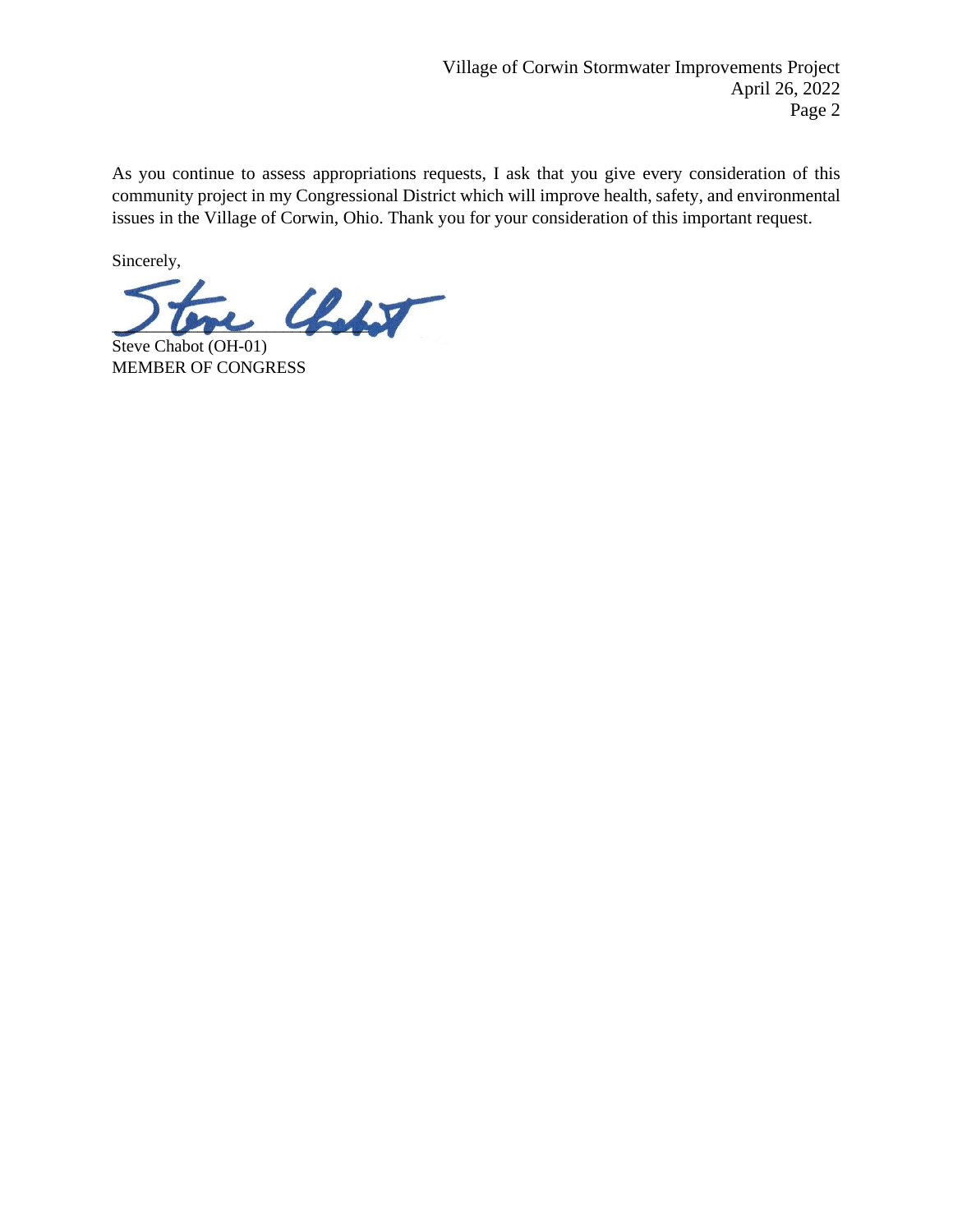As you continue to assess appropriations requests, I ask that you give every consideration of this community project in my Congressional District which will improve health, safety, and environmental issues in the Village of Corwin, Ohio. Thank you for your consideration of this important request.

Sincerely,

Steve Chabot (OH-01)
MEMBER OF CONGRESS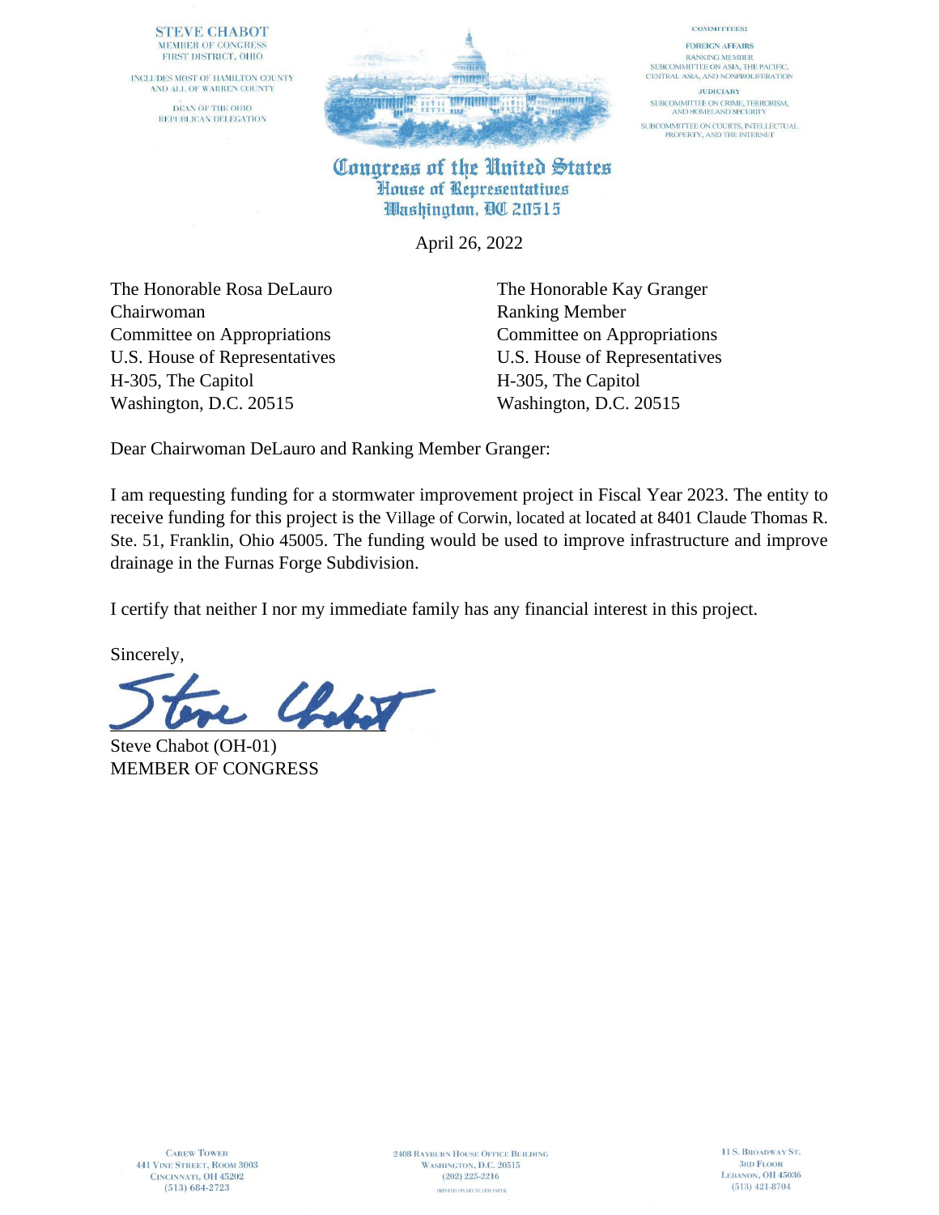STEVE CHABOT
MEMBER OF CONGRESS
FIRST DISTRICT, OHIO

INCLUDES MOST OF HAMILTON COUNTY
AND ALL OF WARREN COUNTY

DEAN OF THE OHIO
REPUBLICAN DELEGATION

COMMITTEES:

FOREIGN AFFAIRS
RANKING MEMBER
SUBCOMMITTEE ON ASIA, THE PACIFIC,
CENTRAL ASIA, AND NONPROLIFERATION

JUDICIARY
SUBCOMMITTEE ON CRIME, TERRORISM,
AND HOMELAND SECURITY
SUBCOMMITTEE ON COURTS, INTELLECTUAL
PROPERTY, AND THE INTERNET

**Congress of the United States**
**House of Representatives**
**Washington, DC 20515**

April 26, 2022

The Honorable Rosa DeLauro
Chairwoman
Committee on Appropriations
U.S. House of Representatives
H-305, The Capitol
Washington, D.C. 20515

The Honorable Kay Granger
Ranking Member
Committee on Appropriations
U.S. House of Representatives
H-305, The Capitol
Washington, D.C. 20515

Dear Chairwoman DeLauro and Ranking Member Granger:

I am requesting funding for a stormwater improvement project in Fiscal Year 2023. The entity to receive funding for this project is the Village of Corwin, located at located at 8401 Claude Thomas R. Ste. 51, Franklin, Ohio 45005. The funding would be used to improve infrastructure and improve drainage in the Furnas Forge Subdivision.

I certify that neither I nor my immediate family has any financial interest in this project.

Sincerely,

Steve Chabot (OH-01)
MEMBER OF CONGRESS

CAREW TOWER
441 VINE STREET, ROOM 3003
CINCINNATI, OH 45202
(513) 684-2723

2408 RAYBURN HOUSE OFFICE BUILDING
WASHINGTON, D.C. 20515
(202) 225-2216
PRINTED ON RECYCLED PAPER

11 S. BROADWAY ST.
3RD FLOOR
LEBANON, OH 45036
(513) 421-8704